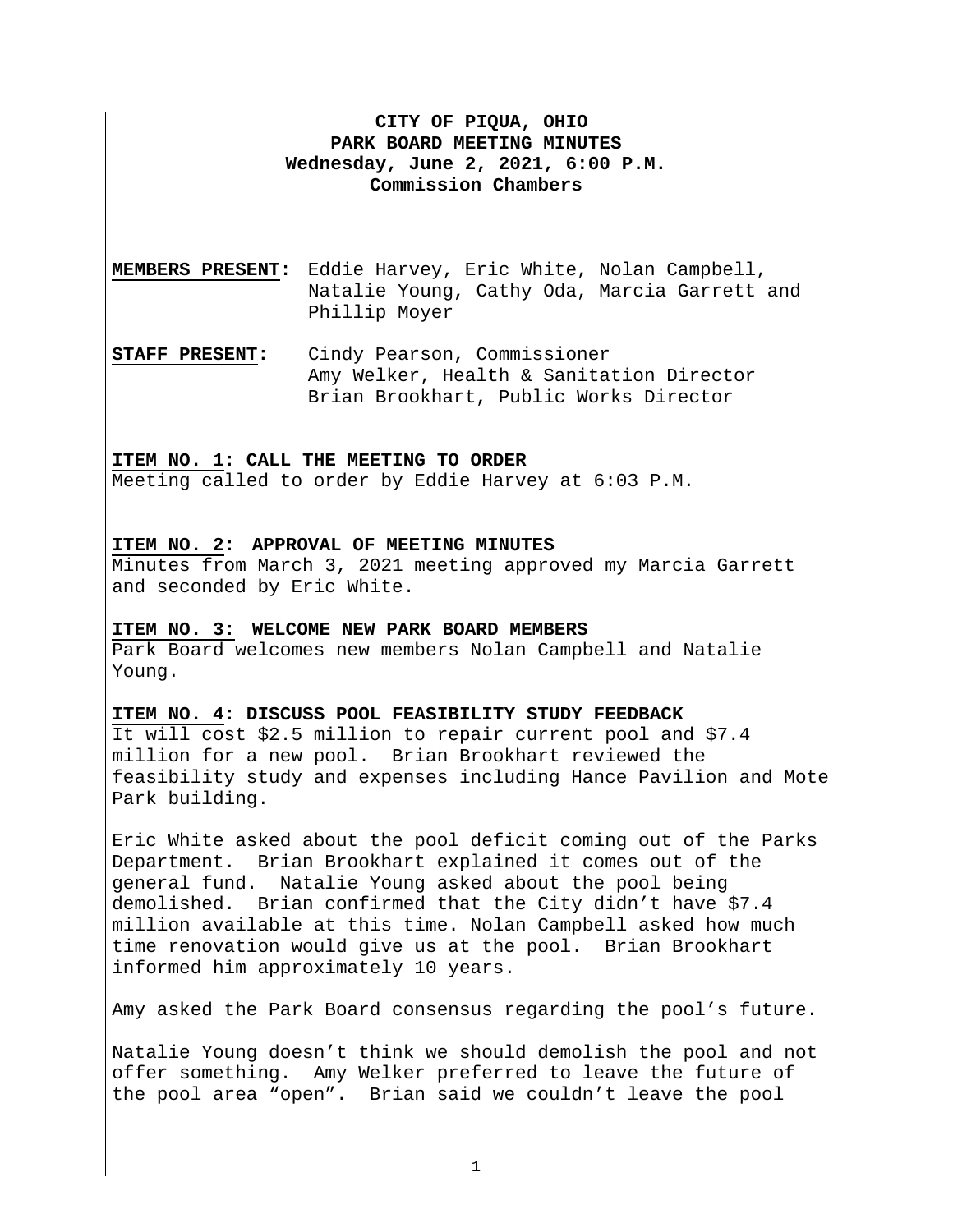**CITY OF PIQUA, OHIO**
**PARK BOARD MEETING MINUTES**
**Wednesday, June 2, 2021, 6:00 P.M.**
**Commission Chambers**

**MEMBERS PRESENT:** Eddie Harvey, Eric White, Nolan Campbell, Natalie Young, Cathy Oda, Marcia Garrett and Phillip Moyer

**STAFF PRESENT:** Cindy Pearson, Commissioner
Amy Welker, Health & Sanitation Director
Brian Brookhart, Public Works Director

**ITEM NO. 1: CALL THE MEETING TO ORDER**
Meeting called to order by Eddie Harvey at 6:03 P.M.

**ITEM NO. 2: APPROVAL OF MEETING MINUTES**
Minutes from March 3, 2021 meeting approved my Marcia Garrett and seconded by Eric White.

**ITEM NO. 3: WELCOME NEW PARK BOARD MEMBERS**
Park Board welcomes new members Nolan Campbell and Natalie Young.

**ITEM NO. 4: DISCUSS POOL FEASIBILITY STUDY FEEDBACK**
It will cost $2.5 million to repair current pool and $7.4 million for a new pool. Brian Brookhart reviewed the feasibility study and expenses including Hance Pavilion and Mote Park building.

Eric White asked about the pool deficit coming out of the Parks Department. Brian Brookhart explained it comes out of the general fund. Natalie Young asked about the pool being demolished. Brian confirmed that the City didn't have $7.4 million available at this time. Nolan Campbell asked how much time renovation would give us at the pool. Brian Brookhart informed him approximately 10 years.

Amy asked the Park Board consensus regarding the pool's future.

Natalie Young doesn't think we should demolish the pool and not offer something. Amy Welker preferred to leave the future of the pool area "open". Brian said we couldn't leave the pool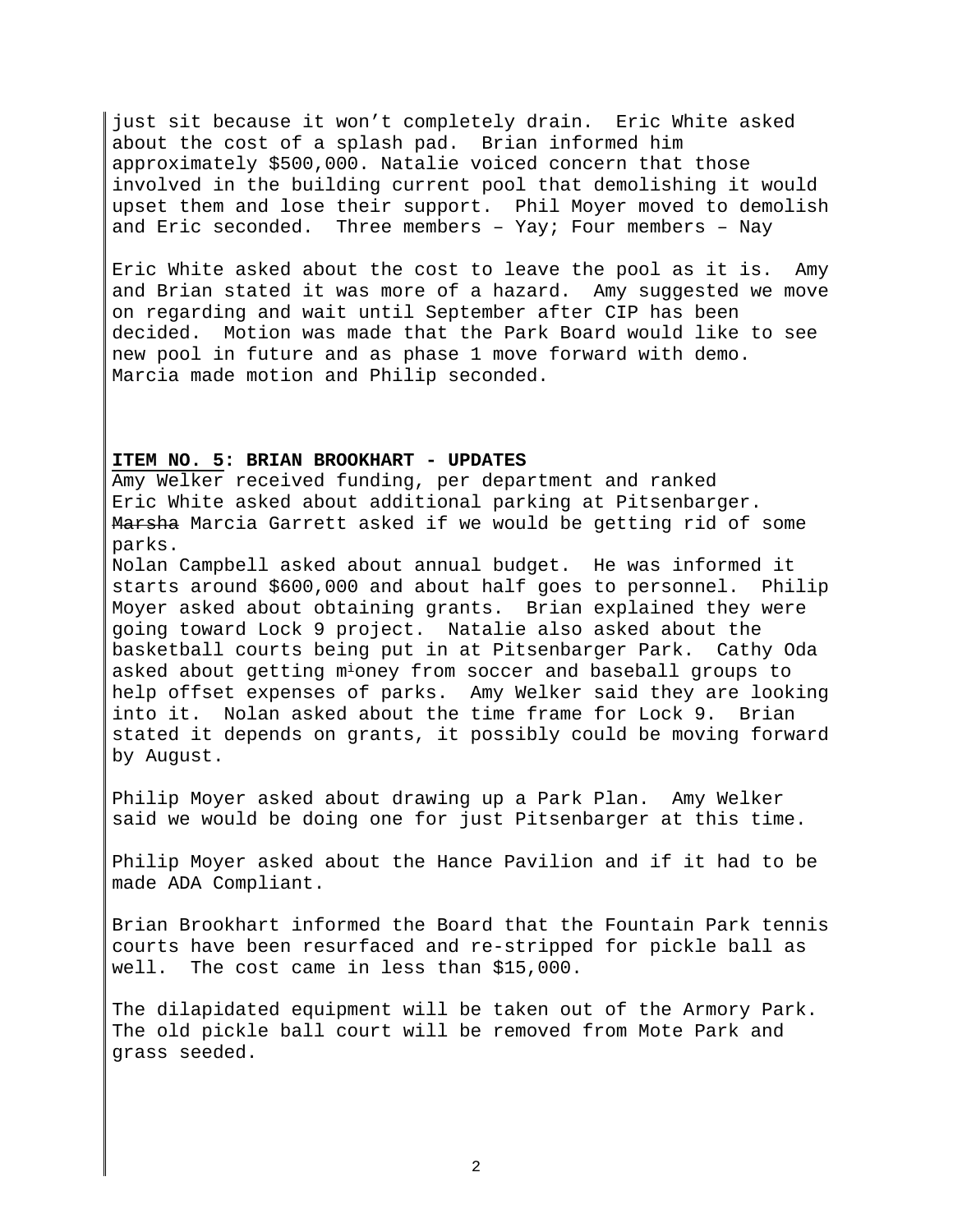just sit because it won't completely drain. Eric White asked about the cost of a splash pad. Brian informed him approximately $500,000. Natalie voiced concern that those involved in the building current pool that demolishing it would upset them and lose their support. Phil Moyer moved to demolish and Eric seconded. Three members – Yay; Four members – Nay

Eric White asked about the cost to leave the pool as it is. Amy and Brian stated it was more of a hazard. Amy suggested we move on regarding and wait until September after CIP has been decided. Motion was made that the Park Board would like to see new pool in future and as phase 1 move forward with demo. Marcia made motion and Philip seconded.

**ITEM NO. 5: BRIAN BROOKHART - UPDATES**

Amy Welker received funding, per department and ranked
Eric White asked about additional parking at Pitsenbarger.
~~Marsha~~ Marcia Garrett asked if we would be getting rid of some parks.
Nolan Campbell asked about annual budget. He was informed it starts around $600,000 and about half goes to personnel. Philip Moyer asked about obtaining grants. Brian explained they were going toward Lock 9 project. Natalie also asked about the basketball courts being put in at Pitsenbarger Park. Cathy Oda asked about getting money from soccer and baseball groups to help offset expenses of parks. Amy Welker said they are looking into it. Nolan asked about the time frame for Lock 9. Brian stated it depends on grants, it possibly could be moving forward by August.

Philip Moyer asked about drawing up a Park Plan. Amy Welker said we would be doing one for just Pitsenbarger at this time.

Philip Moyer asked about the Hance Pavilion and if it had to be made ADA Compliant.

Brian Brookhart informed the Board that the Fountain Park tennis courts have been resurfaced and re-stripped for pickle ball as well. The cost came in less than $15,000.

The dilapidated equipment will be taken out of the Armory Park. The old pickle ball court will be removed from Mote Park and grass seeded.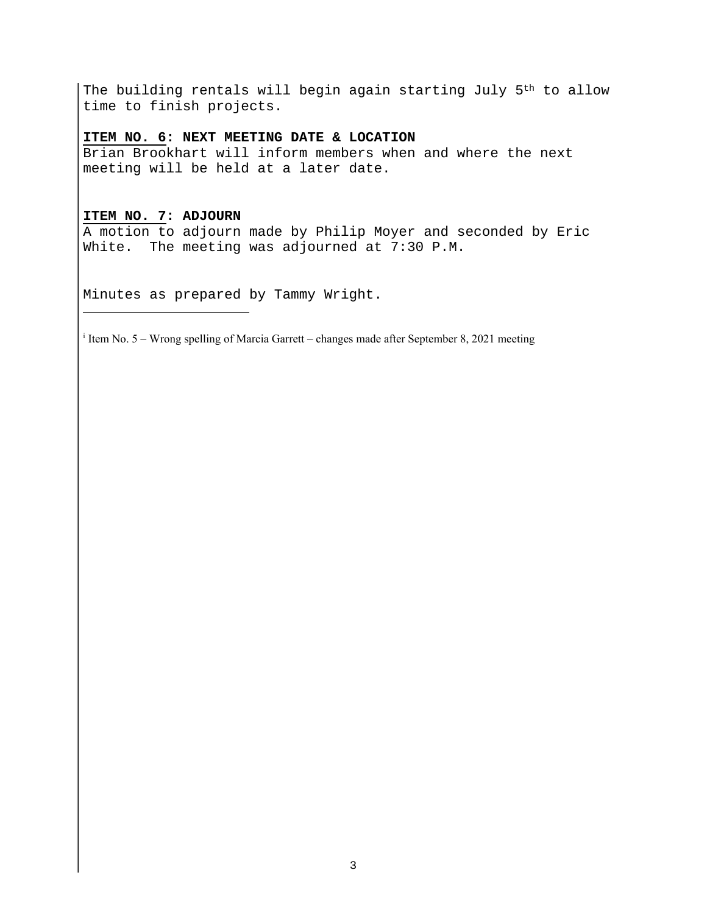The building rentals will begin again starting July 5th to allow time to finish projects.

**ITEM NO. 6: NEXT MEETING DATE & LOCATION**

Brian Brookhart will inform members when and where the next meeting will be held at a later date.

**ITEM NO. 7: ADJOURN**

A motion to adjourn made by Philip Moyer and seconded by Eric White. The meeting was adjourned at 7:30 P.M.

Minutes as prepared by Tammy Wright.

---

[i] Item No. 5 – Wrong spelling of Marcia Garrett – changes made after September 8, 2021 meeting